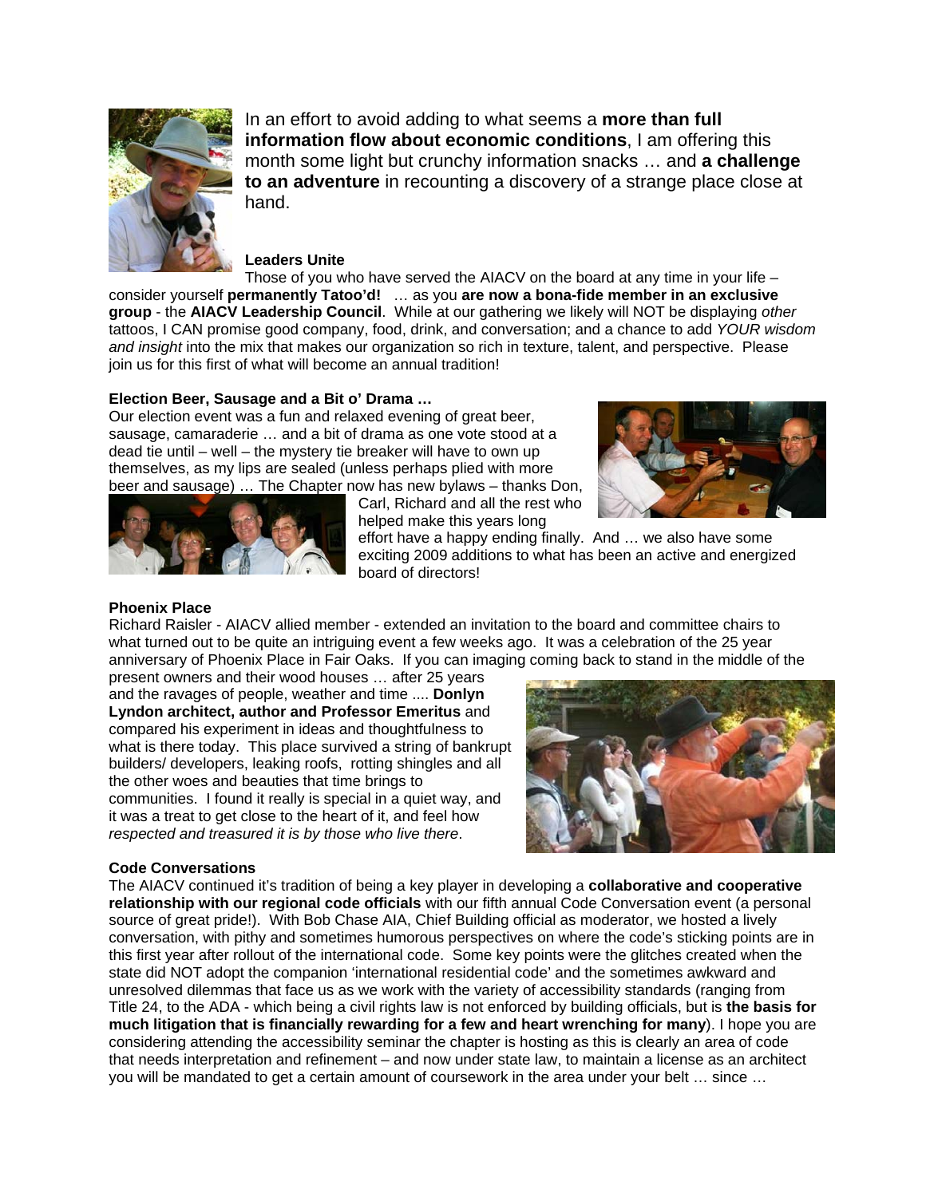In an effort to avoid adding to what seems a **more than full information flow about economic conditions**, I am offering this month some light but crunchy information snacks … and **a challenge to an adventure** in recounting a discovery of a strange place close at hand.

**Leaders Unite**

Those of you who have served the AIACV on the board at any time in your life – consider yourself **permanently Tatoo'd!** … as you **are now a bona-fide member in an exclusive group** - the **AIACV Leadership Council**. While at our gathering we likely will NOT be displaying *other* tattoos, I CAN promise good company, food, drink, and conversation; and a chance to add *YOUR wisdom and insight* into the mix that makes our organization so rich in texture, talent, and perspective. Please join us for this first of what will become an annual tradition!

**Election Beer, Sausage and a Bit o' Drama …**

Our election event was a fun and relaxed evening of great beer, sausage, camaraderie … and a bit of drama as one vote stood at a dead tie until – well – the mystery tie breaker will have to own up themselves, as my lips are sealed (unless perhaps plied with more beer and sausage) … The Chapter now has new bylaws – thanks Don, Carl, Richard and all the rest who helped make this years long effort have a happy ending finally. And … we also have some exciting 2009 additions to what has been an active and energized board of directors!

**Phoenix Place**

Richard Raisler - AIACV allied member - extended an invitation to the board and committee chairs to what turned out to be quite an intriguing event a few weeks ago. It was a celebration of the 25 year anniversary of Phoenix Place in Fair Oaks. If you can imaging coming back to stand in the middle of the present owners and their wood houses … after 25 years and the ravages of people, weather and time .... **Donlyn Lyndon architect, author and Professor Emeritus** and compared his experiment in ideas and thoughtfulness to what is there today. This place survived a string of bankrupt builders/ developers, leaking roofs, rotting shingles and all the other woes and beauties that time brings to communities. I found it really is special in a quiet way, and it was a treat to get close to the heart of it, and feel how *respected and treasured it is by those who live there*.

**Code Conversations**

The AIACV continued it's tradition of being a key player in developing a **collaborative and cooperative relationship with our regional code officials** with our fifth annual Code Conversation event (a personal source of great pride!). With Bob Chase AIA, Chief Building official as moderator, we hosted a lively conversation, with pithy and sometimes humorous perspectives on where the code's sticking points are in this first year after rollout of the international code. Some key points were the glitches created when the state did NOT adopt the companion 'international residential code' and the sometimes awkward and unresolved dilemmas that face us as we work with the variety of accessibility standards (ranging from Title 24, to the ADA - which being a civil rights law is not enforced by building officials, but is **the basis for much litigation that is financially rewarding for a few and heart wrenching for many**). I hope you are considering attending the accessibility seminar the chapter is hosting as this is clearly an area of code that needs interpretation and refinement – and now under state law, to maintain a license as an architect you will be mandated to get a certain amount of coursework in the area under your belt … since …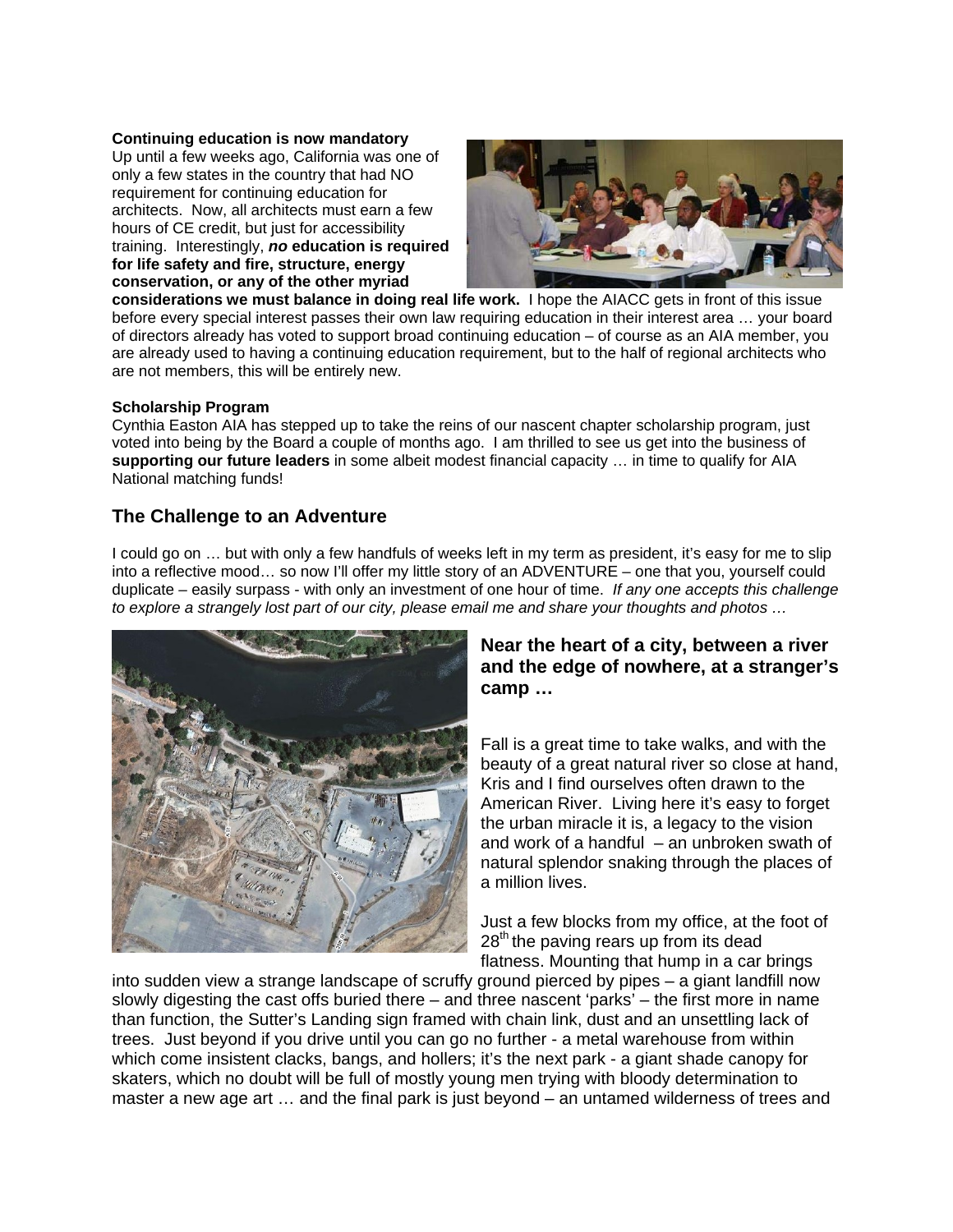**Continuing education is now mandatory**

Up until a few weeks ago, California was one of only a few states in the country that had NO requirement for continuing education for architects. Now, all architects must earn a few hours of CE credit, but just for accessibility training. Interestingly, ***no* education is required for life safety and fire, structure, energy conservation, or any of the other myriad considerations we must balance in doing real life work.** I hope the AIACC gets in front of this issue before every special interest passes their own law requiring education in their interest area … your board of directors already has voted to support broad continuing education – of course as an AIA member, you are already used to having a continuing education requirement, but to the half of regional architects who are not members, this will be entirely new.

**Scholarship Program**

Cynthia Easton AIA has stepped up to take the reins of our nascent chapter scholarship program, just voted into being by the Board a couple of months ago. I am thrilled to see us get into the business of **supporting our future leaders** in some albeit modest financial capacity … in time to qualify for AIA National matching funds!

## The Challenge to an Adventure

I could go on … but with only a few handfuls of weeks left in my term as president, it's easy for me to slip into a reflective mood… so now I'll offer my little story of an ADVENTURE – one that you, yourself could duplicate – easily surpass - with only an investment of one hour of time. *If any one accepts this challenge to explore a strangely lost part of our city, please email me and share your thoughts and photos …*

### Near the heart of a city, between a river and the edge of nowhere, at a stranger's camp …

Fall is a great time to take walks, and with the beauty of a great natural river so close at hand, Kris and I find ourselves often drawn to the American River. Living here it's easy to forget the urban miracle it is, a legacy to the vision and work of a handful – an unbroken swath of natural splendor snaking through the places of a million lives.

Just a few blocks from my office, at the foot of 28th the paving rears up from its dead flatness. Mounting that hump in a car brings into sudden view a strange landscape of scruffy ground pierced by pipes – a giant landfill now slowly digesting the cast offs buried there – and three nascent 'parks' – the first more in name than function, the Sutter's Landing sign framed with chain link, dust and an unsettling lack of trees. Just beyond if you drive until you can go no further - a metal warehouse from within which come insistent clacks, bangs, and hollers; it's the next park - a giant shade canopy for skaters, which no doubt will be full of mostly young men trying with bloody determination to master a new age art … and the final park is just beyond – an untamed wilderness of trees and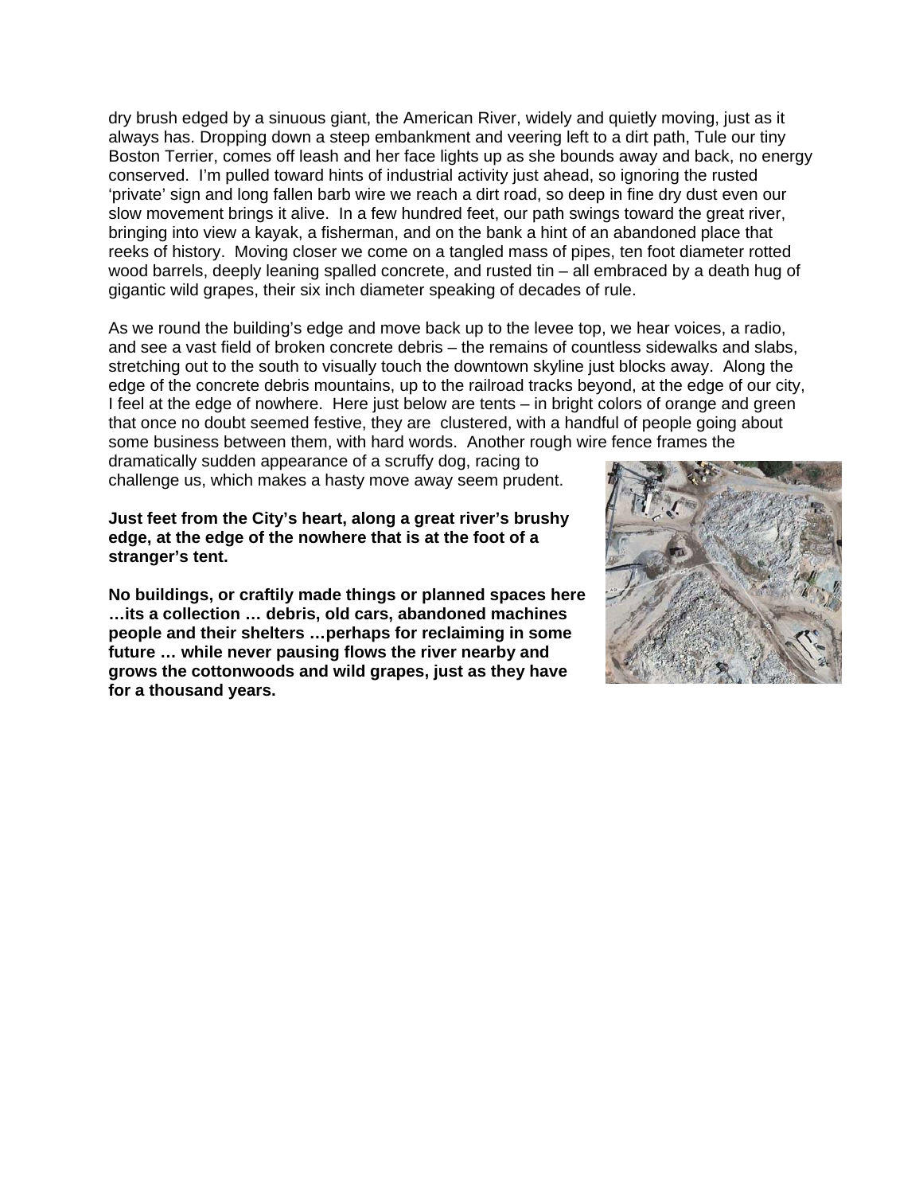dry brush edged by a sinuous giant, the American River, widely and quietly moving, just as it always has. Dropping down a steep embankment and veering left to a dirt path, Tule our tiny Boston Terrier, comes off leash and her face lights up as she bounds away and back, no energy conserved. I'm pulled toward hints of industrial activity just ahead, so ignoring the rusted 'private' sign and long fallen barb wire we reach a dirt road, so deep in fine dry dust even our slow movement brings it alive. In a few hundred feet, our path swings toward the great river, bringing into view a kayak, a fisherman, and on the bank a hint of an abandoned place that reeks of history. Moving closer we come on a tangled mass of pipes, ten foot diameter rotted wood barrels, deeply leaning spalled concrete, and rusted tin – all embraced by a death hug of gigantic wild grapes, their six inch diameter speaking of decades of rule.

As we round the building's edge and move back up to the levee top, we hear voices, a radio, and see a vast field of broken concrete debris – the remains of countless sidewalks and slabs, stretching out to the south to visually touch the downtown skyline just blocks away. Along the edge of the concrete debris mountains, up to the railroad tracks beyond, at the edge of our city, I feel at the edge of nowhere. Here just below are tents – in bright colors of orange and green that once no doubt seemed festive, they are clustered, with a handful of people going about some business between them, with hard words. Another rough wire fence frames the dramatically sudden appearance of a scruffy dog, racing to challenge us, which makes a hasty move away seem prudent.

**Just feet from the City's heart, along a great river's brushy edge, at the edge of the nowhere that is at the foot of a stranger's tent.**

**No buildings, or craftily made things or planned spaces here …its a collection … debris, old cars, abandoned machines people and their shelters …perhaps for reclaiming in some future … while never pausing flows the river nearby and grows the cottonwoods and wild grapes, just as they have for a thousand years.**